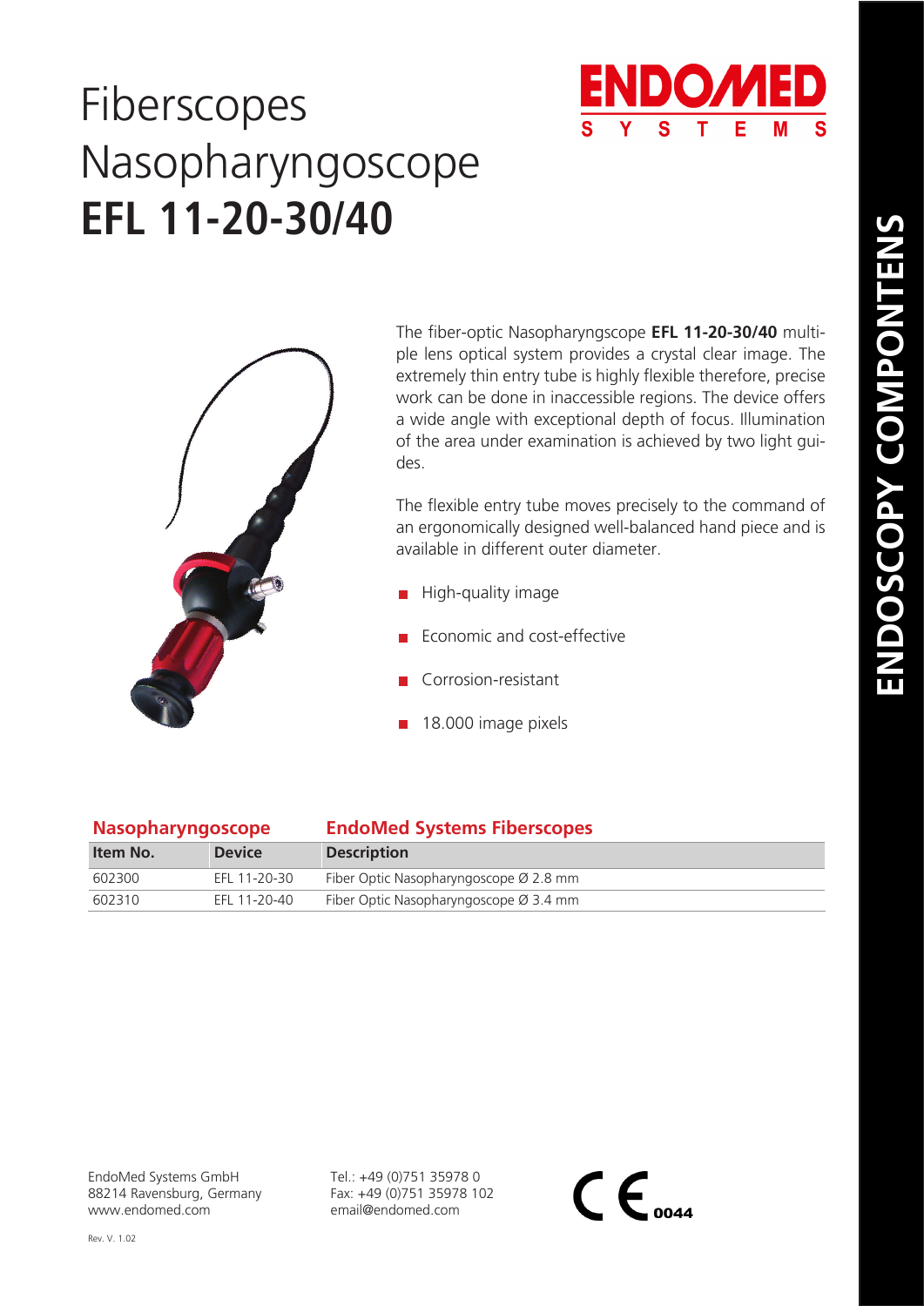# Fiberscopes Nasopharyngoscope **EFL 11-20-30/40**

ENDOMED SYSTEMS

ENDOSCOPY COMPONTENS

The fiber-optic Nasopharyngscope **EFL 11-20-30/40** multiple lens optical system provides a crystal clear image. The extremely thin entry tube is highly flexible therefore, precise work can be done in inaccessible regions. The device offers a wide angle with exceptional depth of focus. Illumination of the area under examination is achieved by two light guides.

The flexible entry tube moves precisely to the command of an ergonomically designed well-balanced hand piece and is available in different outer diameter.

- High-quality image
- Economic and cost-effective
- Corrosion-resistant
- 18.000 image pixels

| **Nasopharyngoscope** | | **EndoMed Systems Fiberscopes** |
|---|---|---|
| **Item No.** | **Device** | **Description** |
| 602300 | EFL 11-20-30 | Fiber Optic Nasopharyngoscope Ø 2.8 mm |
| 602310 | EFL 11-20-40 | Fiber Optic Nasopharyngoscope Ø 3.4 mm |

EndoMed Systems GmbH
88214 Ravensburg, Germany
www.endomed.com

Tel.: +49 (0)751 35978 0
Fax: +49 (0)751 35978 102
email@endomed.com

CE 0044

Rev. V. 1.02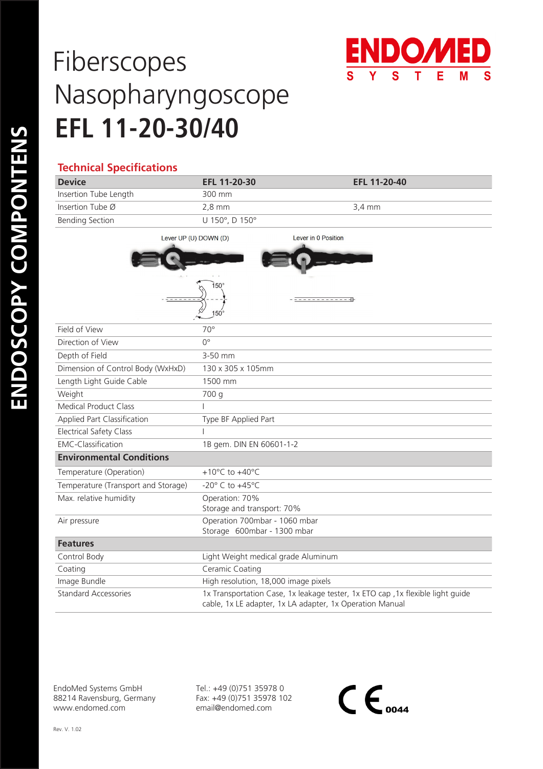ENDOSCOPY COMPONTENS

# Fiberscopes Nasopharyngoscope **EFL 11-20-30/40**

ENDOMED SYSTEMS

## Technical Specifications

| Device | EFL 11-20-30 | EFL 11-20-40 |
|---|---|---|
| Insertion Tube Length | 300 mm | |
| Insertion Tube Ø | 2,8 mm | 3,4 mm |
| Bending Section | U 150°, D 150° | |

Lever UP (U) DOWN (D)

150°

150°

Lever in 0 Position

| | | |
|---|---|---|
| Field of View | 70° | |
| Direction of View | 0° | |
| Depth of Field | 3-50 mm | |
| Dimension of Control Body (WxHxD) | 130 x 305 x 105mm | |
| Length Light Guide Cable | 1500 mm | |
| Weight | 700 g | |
| Medical Product Class | I | |
| Applied Part Classification | Type BF Applied Part | |
| Electrical Safety Class | I | |
| EMC-Classification | 1B gem. DIN EN 60601-1-2 | |
| **Environmental Conditions** | | |
| Temperature (Operation) | +10°C to +40°C | |
| Temperature (Transport and Storage) | -20° C to +45°C | |
| Max. relative humidity | Operation: 70%<br>Storage and transport: 70% | |
| Air pressure | Operation 700mbar - 1060 mbar<br>Storage 600mbar - 1300 mbar | |
| **Features** | | |
| Control Body | Light Weight medical grade Aluminum | |
| Coating | Ceramic Coating | |
| Image Bundle | High resolution, 18,000 image pixels | |
| Standard Accessories | 1x Transportation Case, 1x leakage tester, 1x ETO cap ,1x flexible light guide cable, 1x LE adapter, 1x LA adapter, 1x Operation Manual | |

EndoMed Systems GmbH
88214 Ravensburg, Germany
www.endomed.com

Tel.: +49 (0)751 35978 0
Fax: +49 (0)751 35978 102
email@endomed.com

CE 0044

Rev. V. 1.02